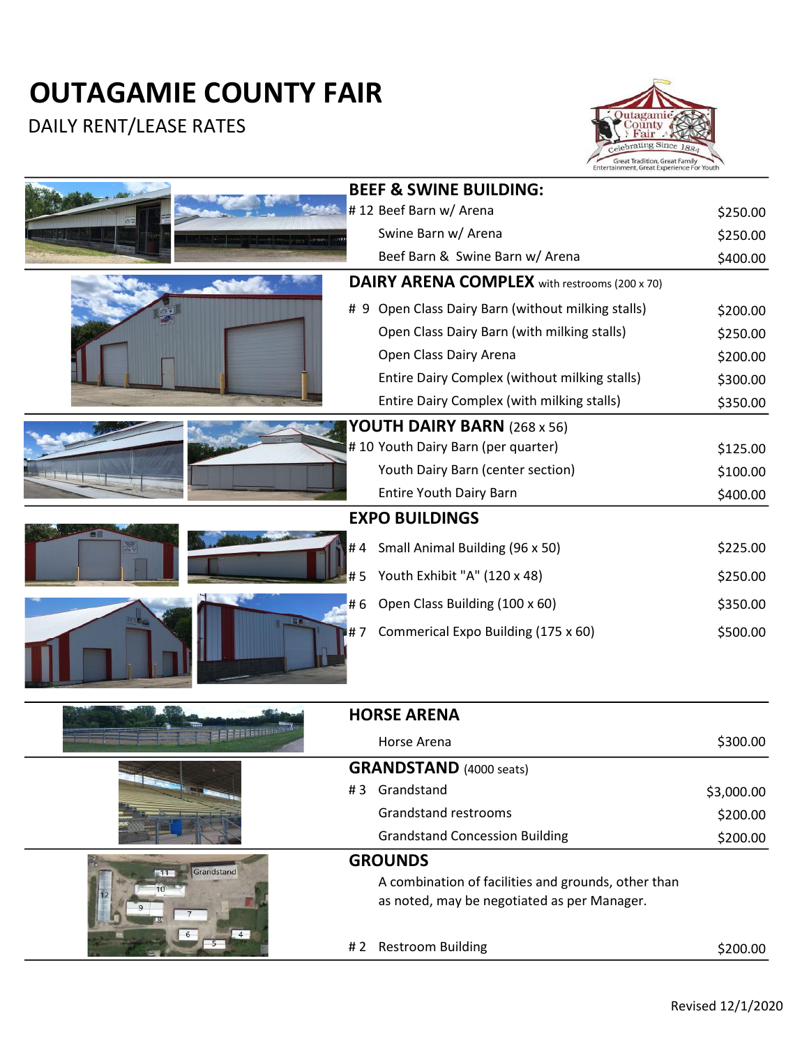# OUTAGAMIE COUNTY FAIR

DAILY RENT/LEASE RATES

## BEEF & SWINE BUILDING:

| | | |
|---|---|---|
| # 12 | Beef Barn w/ Arena | $250.00 |
| | Swine Barn w/ Arena | $250.00 |
| | Beef Barn & Swine Barn w/ Arena | $400.00 |

## DAIRY ARENA COMPLEX with restrooms (200 x 70)

| | | |
|---|---|---|
| # 9 | Open Class Dairy Barn (without milking stalls) | $200.00 |
| | Open Class Dairy Barn (with milking stalls) | $250.00 |
| | Open Class Dairy Arena | $200.00 |
| | Entire Dairy Complex (without milking stalls) | $300.00 |
| | Entire Dairy Complex (with milking stalls) | $350.00 |

## YOUTH DAIRY BARN (268 x 56)

| | | |
|---|---|---|
| # 10 | Youth Dairy Barn (per quarter) | $125.00 |
| | Youth Dairy Barn (center section) | $100.00 |
| | Entire Youth Dairy Barn | $400.00 |

## EXPO BUILDINGS

| | | |
|---|---|---|
| # 4 | Small Animal Building (96 x 50) | $225.00 |
| # 5 | Youth Exhibit "A" (120 x 48) | $250.00 |
| # 6 | Open Class Building (100 x 60) | $350.00 |
| # 7 | Commerical Expo Building (175 x 60) | $500.00 |

## HORSE ARENA

| | | |
|---|---|---|
| | Horse Arena | $300.00 |

## GRANDSTAND (4000 seats)

| | | |
|---|---|---|
| # 3 | Grandstand | $3,000.00 |
| | Grandstand restrooms | $200.00 |
| | Grandstand Concession Building | $200.00 |

## GROUNDS

A combination of facilities and grounds, other than as noted, may be negotiated as per Manager.

| | | |
|---|---|---|
| # 2 | Restroom Building | $200.00 |

Revised 12/1/2020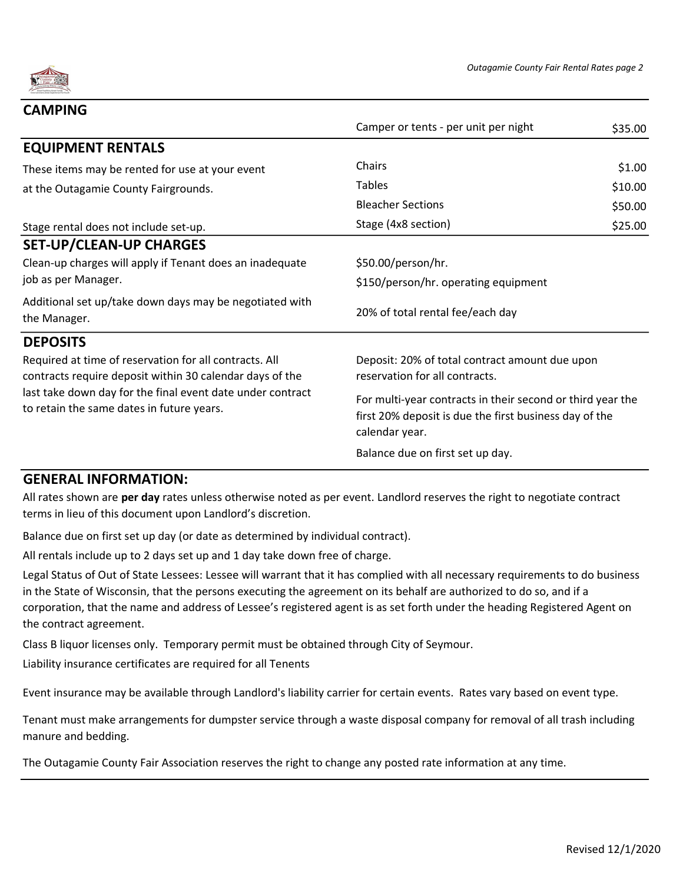## CAMPING

| | | |
|---|---|---|
| | Camper or tents - per unit per night | $35.00 |

## EQUIPMENT RENTALS

| | | |
|---|---|---|
| These items may be rented for use at your event | Chairs | $1.00 |
| at the Outagamie County Fairgrounds. | Tables | $10.00 |
| | Bleacher Sections | $50.00 |
| Stage rental does not include set-up. | Stage (4x8 section) | $25.00 |

## SET-UP/CLEAN-UP CHARGES

| | |
|---|---|
| Clean-up charges will apply if Tenant does an inadequate job as per Manager. | $50.00/person/hr. <br> $150/person/hr. operating equipment |
| Additional set up/take down days may be negotiated with the Manager. | 20% of total rental fee/each day |

## DEPOSITS

Required at time of reservation for all contracts. All contracts require deposit within 30 calendar days of the last take down day for the final event date under contract to retain the same dates in future years.

Deposit: 20% of total contract amount due upon reservation for all contracts.

For multi-year contracts in their second or third year the first 20% deposit is due the first business day of the calendar year.

Balance due on first set up day.

## GENERAL INFORMATION:

All rates shown are **per day** rates unless otherwise noted as per event. Landlord reserves the right to negotiate contract terms in lieu of this document upon Landlord's discretion.

Balance due on first set up day (or date as determined by individual contract).

All rentals include up to 2 days set up and 1 day take down free of charge.

Legal Status of Out of State Lessees: Lessee will warrant that it has complied with all necessary requirements to do business in the State of Wisconsin, that the persons executing the agreement on its behalf are authorized to do so, and if a corporation, that the name and address of Lessee's registered agent is as set forth under the heading Registered Agent on the contract agreement.

Class B liquor licenses only. Temporary permit must be obtained through City of Seymour.

Liability insurance certificates are required for all Tenents

Event insurance may be available through Landlord's liability carrier for certain events. Rates vary based on event type.

Tenant must make arrangements for dumpster service through a waste disposal company for removal of all trash including manure and bedding.

The Outagamie County Fair Association reserves the right to change any posted rate information at any time.

Revised 12/1/2020